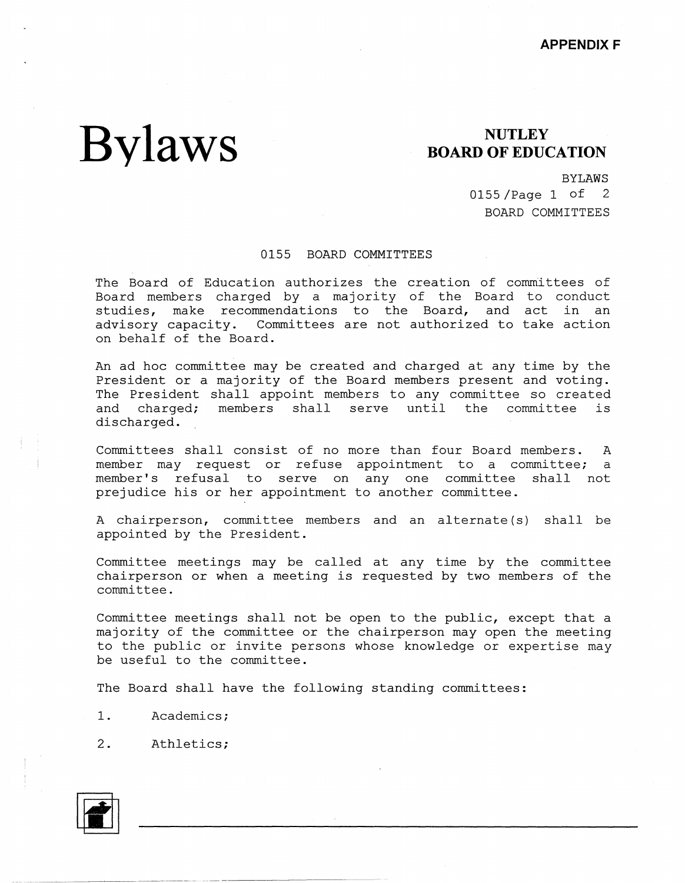APPENDIX F

# Bylaws

**NUTLEY BOARD OF EDUCATION**

BYLAWS
0155
BOARD COMMITTEES

## 0155 BOARD COMMITTEES

The Board of Education authorizes the creation of committees of Board members charged by a majority of the Board to conduct studies, make recommendations to the Board, and act in an advisory capacity. Committees are not authorized to take action on behalf of the Board.

An ad hoc committee may be created and charged at any time by the President or a majority of the Board members present and voting. The President shall appoint members to any committee so created and charged; members shall serve until the committee is discharged.

Committees shall consist of no more than four Board members. A member may request or refuse appointment to a committee; a member's refusal to serve on any one committee shall not prejudice his or her appointment to another committee.

A chairperson, committee members and an alternate(s) shall be appointed by the President.

Committee meetings may be called at any time by the committee chairperson or when a meeting is requested by two members of the committee.

Committee meetings shall not be open to the public, except that a majority of the committee or the chairperson may open the meeting to the public or invite persons whose knowledge or expertise may be useful to the committee.

The Board shall have the following standing committees:

1. Academics;
2. Athletics;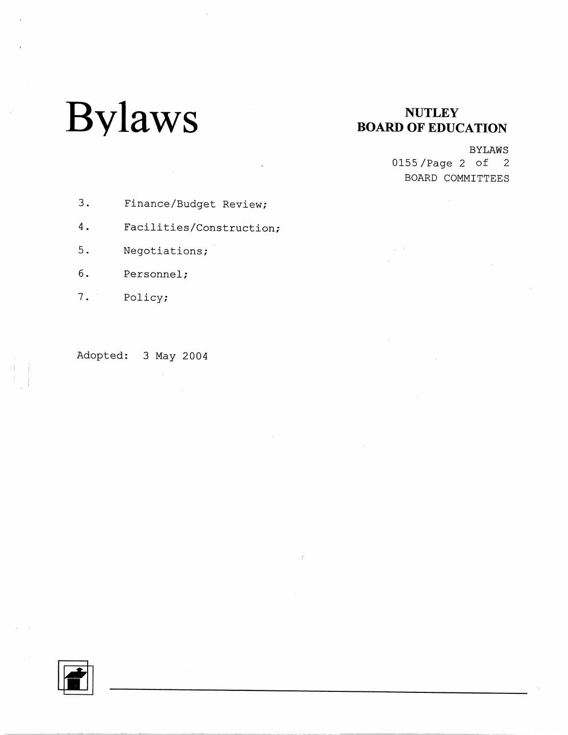3. Finance/Budget Review;
4. Facilities/Construction;
5. Negotiations;
6. Personnel;
7. Policy;

Adopted: 3 May 2004